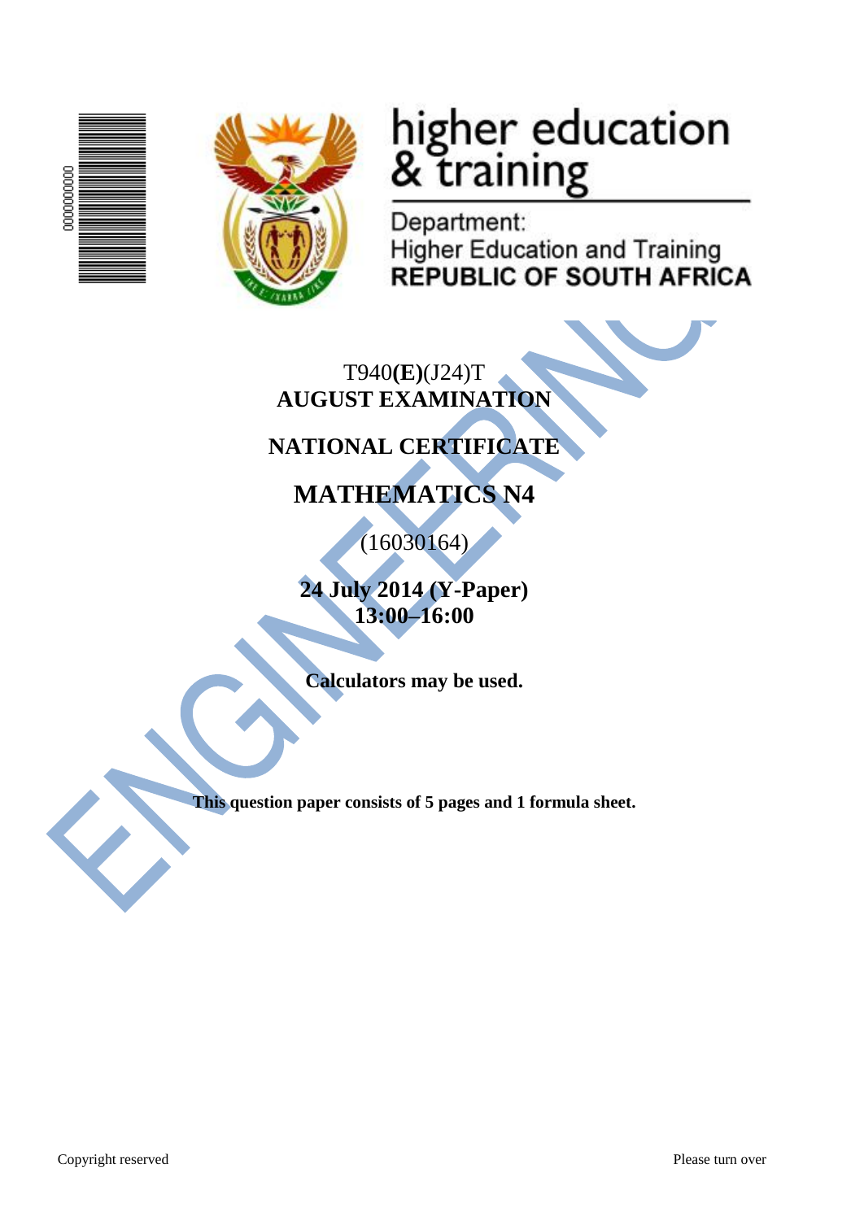higher education & training

Department:
Higher Education and Training
**REPUBLIC OF SOUTH AFRICA**

T940**(E)**(J24)T

**AUGUST EXAMINATION**

**NATIONAL CERTIFICATE**

**MATHEMATICS N4**

(16030164)

**24 July 2014 (Y-Paper)**
**13:00–16:00**

**Calculators may be used.**

**This question paper consists of 5 pages and 1 formula sheet.**

Copyright reserved

Please turn over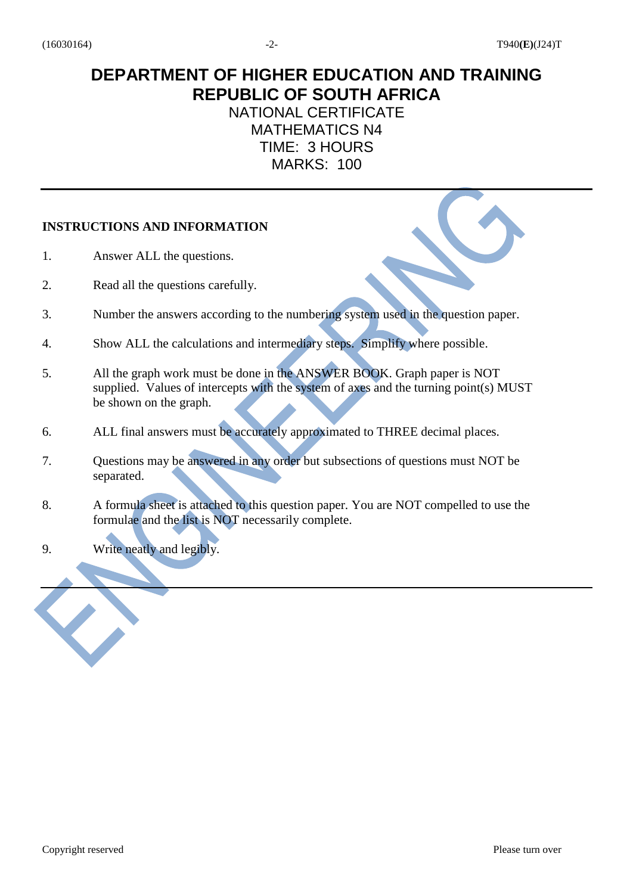# DEPARTMENT OF HIGHER EDUCATION AND TRAINING
# REPUBLIC OF SOUTH AFRICA

NATIONAL CERTIFICATE
MATHEMATICS N4
TIME: 3 HOURS
MARKS: 100

---

**INSTRUCTIONS AND INFORMATION**

1. Answer ALL the questions.
2. Read all the questions carefully.
3. Number the answers according to the numbering system used in the question paper.
4. Show ALL the calculations and intermediary steps. Simplify where possible.
5. All the graph work must be done in the ANSWER BOOK. Graph paper is NOT supplied. Values of intercepts with the system of axes and the turning point(s) MUST be shown on the graph.
6. ALL final answers must be accurately approximated to THREE decimal places.
7. Questions may be answered in any order but subsections of questions must NOT be separated.
8. A formula sheet is attached to this question paper. You are NOT compelled to use the formulae and the list is NOT necessarily complete.
9. Write neatly and legibly.

---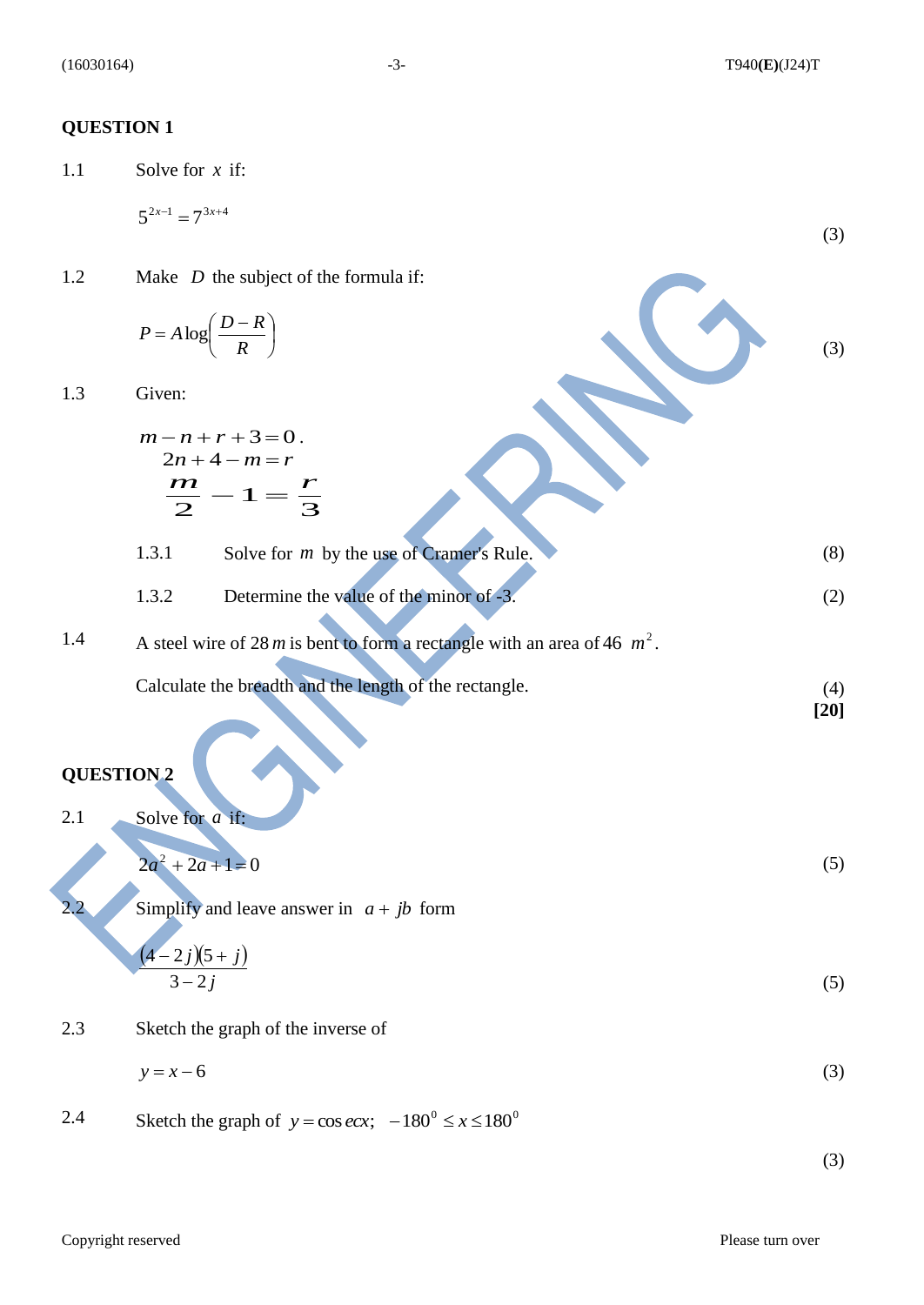## QUESTION 1

1.1 Solve for $x$ if:

$$5^{2x-1} = 7^{3x+4}$$

(3)

1.2 Make $D$ the subject of the formula if:

$$P = A\log\left(\frac{D-R}{R}\right)$$

(3)

1.3 Given:

$$m - n + r + 3 = 0\ .$$
$$2n + 4 - m = r$$
$$\frac{m}{2} - 1 = \frac{r}{3}$$

1.3.1 Solve for $m$ by the use of Cramer's Rule. (8)

1.3.2 Determine the value of the minor of -3. (2)

1.4 A steel wire of 28 $m$ is bent to form a rectangle with an area of 46 $m^2$.

Calculate the breadth and the length of the rectangle. (4)

**[20]**

## QUESTION 2

2.1 Solve for $a$ if:

$$2a^2 + 2a + 1 = 0$$

(5)

2.2 Simplify and leave answer in $a + jb$ form

$$\frac{(4-2j)(5+j)}{3-2j}$$

(5)

2.3 Sketch the graph of the inverse of

$$y = x - 6$$

(3)

2.4 Sketch the graph of $y = \operatorname{cosec} x;\quad -180^0 \leq x \leq 180^0$

(3)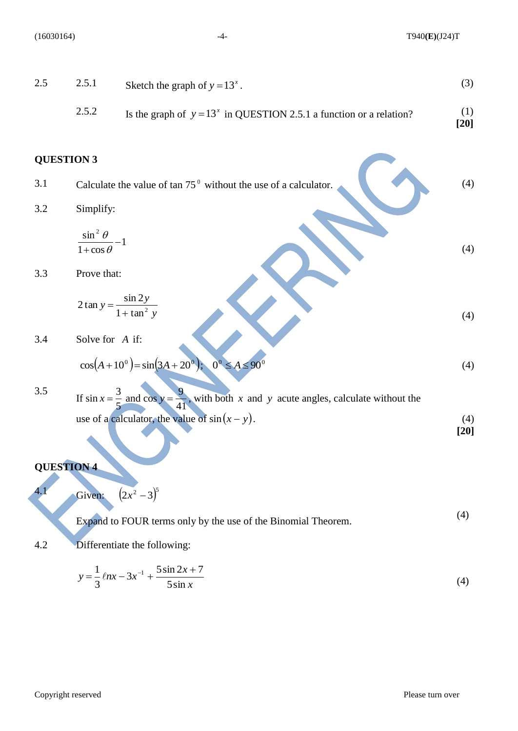2.5

2.5.1 Sketch the graph of $y = 13^x$. (3)

2.5.2 Is the graph of $y = 13^x$ in QUESTION 2.5.1 a function or a relation? (1)

**[20]**

**QUESTION 3**

3.1 Calculate the value of $\tan 75^0$ without the use of a calculator. (4)

3.2 Simplify:

$$\frac{\sin^2\theta}{1+\cos\theta} - 1$$

(4)

3.3 Prove that:

$$2\tan y = \frac{\sin 2y}{1+\tan^2 y}$$

(4)

3.4 Solve for $A$ if:

$$\cos\left(A + 10^0\right) = \sin\left(3A + 20^0\right); \quad 0^0 \leq A \leq 90^0$$

(4)

3.5 If $\sin x = \frac{3}{5}$ and $\cos y = \frac{9}{41}$, with both $x$ and $y$ acute angles, calculate without the use of a calculator, the value of $\sin(x - y)$. (4)

**[20]**

**QUESTION 4**

4.1 Given: $\left(2x^2 - 3\right)^5$

Expand to FOUR terms only by the use of the Binomial Theorem. (4)

4.2 Differentiate the following:

$$y = \frac{1}{3}\ell nx - 3x^{-1} + \frac{5\sin 2x + 7}{5\sin x}$$

(4)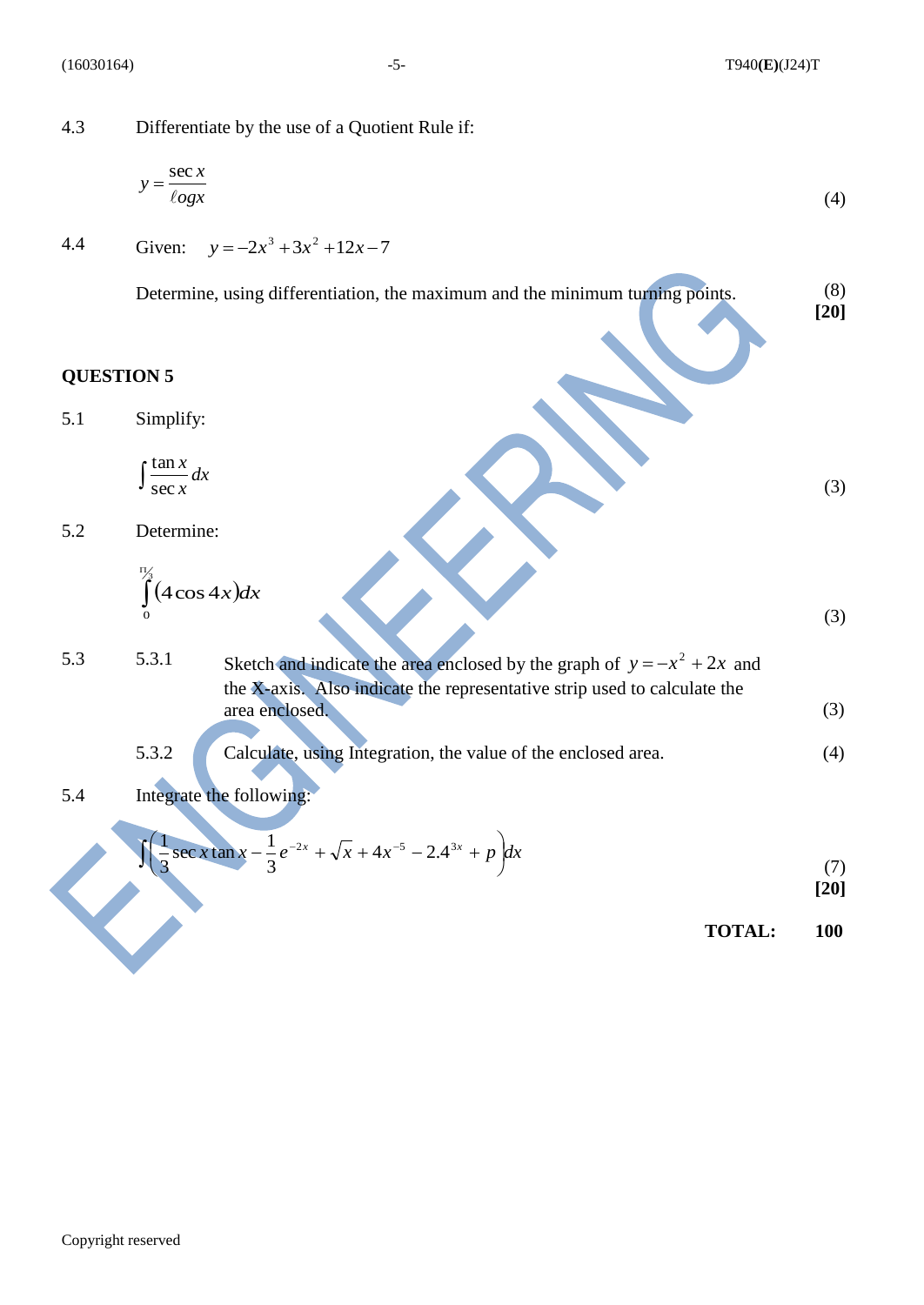4.3 Differentiate by the use of a Quotient Rule if:

$$y = \frac{\sec x}{\ell og x}$$

(4)

4.4 Given: $y = -2x^3 + 3x^2 + 12x - 7$

Determine, using differentiation, the maximum and the minimum turning points. (8)

**[20]**

## QUESTION 5

5.1 Simplify:

$$\int \frac{\tan x}{\sec x} dx$$

(3)

5.2 Determine:

$$\int_0^{\pi/3} (4\cos 4x) dx$$

(3)

5.3

5.3.1 Sketch and indicate the area enclosed by the graph of $y = -x^2 + 2x$ and the X-axis. Also indicate the representative strip used to calculate the area enclosed. (3)

5.3.2 Calculate, using Integration, the value of the enclosed area. (4)

5.4 Integrate the following:

$$\int \left( \frac{1}{3} \sec x \tan x - \frac{1}{3} e^{-2x} + \sqrt{x} + 4x^{-5} - 2.4^{3x} + p \right) dx$$

(7)

**[20]**

**TOTAL: 100**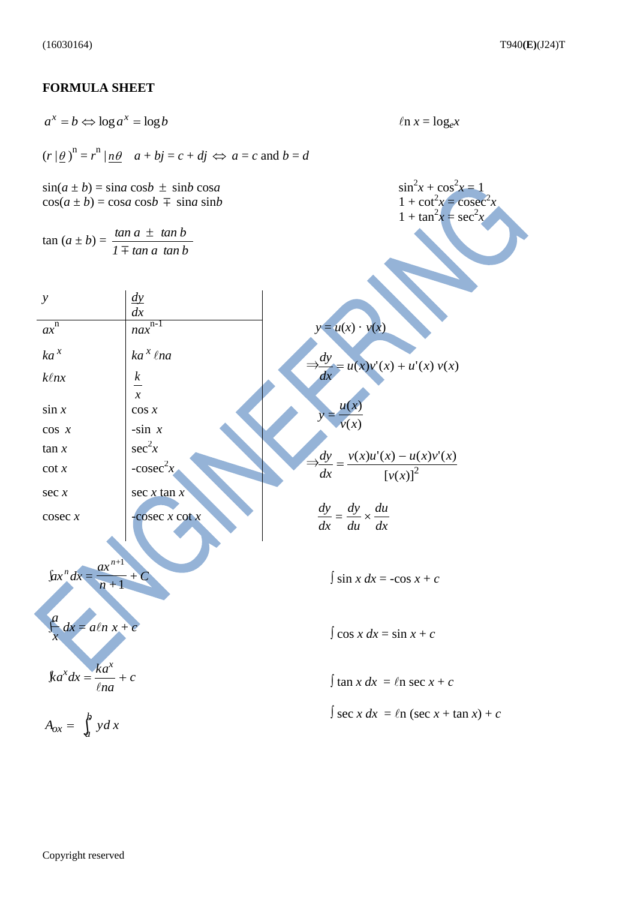## FORMULA SHEET

$a^x = b \Leftrightarrow \log a^x = \log b$

$\ell n\, x = \log_e x$

$(r\,|\underline{\theta})^n = r^n\,|\underline{n\theta}$ $\quad a + bj = c + dj \Leftrightarrow a = c$ and $b = d$

$\sin(a \pm b) = \sin a \cos b \pm \sin b \cos a$
$\cos(a \pm b) = \cos a \cos b \mp \sin a \sin b$

$\sin^2 x + \cos^2 x = 1$
$1 + \cot^2 x = \text{cosec}^2 x$
$1 + \tan^2 x = \sec^2 x$

$$\tan(a \pm b) = \frac{\tan a \pm \tan b}{1 \mp \tan a \tan b}$$

| $y$ | $\frac{dy}{dx}$ |
|---|---|
| $ax^n$ | $nax^{n-1}$ |
| $ka^x$ | $ka^x \ell na$ |
| $k\ell nx$ | $\frac{k}{x}$ |
| $\sin x$ | $\cos x$ |
| $\cos x$ | $-\sin x$ |
| $\tan x$ | $\sec^2 x$ |
| $\cot x$ | $-\text{cosec}^2 x$ |
| $\sec x$ | $\sec x \tan x$ |
| $\text{cosec}\, x$ | $-\text{cosec}\, x \cot x$ |

$y = u(x) \cdot v(x)$

$$\Rightarrow \frac{dy}{dx} = u(x)v'(x) + u'(x)\,v(x)$$

$$y = \frac{u(x)}{v(x)}$$

$$\Rightarrow \frac{dy}{dx} = \frac{v(x)u'(x) - u(x)v'(x)}{[v(x)]^2}$$

$$\frac{dy}{dx} = \frac{dy}{du} \times \frac{du}{dx}$$

$$\int ax^n dx = \frac{ax^{n+1}}{n+1} + C$$

$$\int \sin x\, dx = -\cos x + c$$

$$\int \frac{a}{x} dx = a\ell n\, x + c$$

$$\int \cos x\, dx = \sin x + c$$

$$\int ka^x dx = \frac{ka^x}{\ell na} + c$$

$$\int \tan x\, dx = \ell n \sec x + c$$

$$\int \sec x\, dx = \ell n(\sec x + \tan x) + c$$

$$A_{ox} = \int_a^b y\, dx$$

Copyright reserved